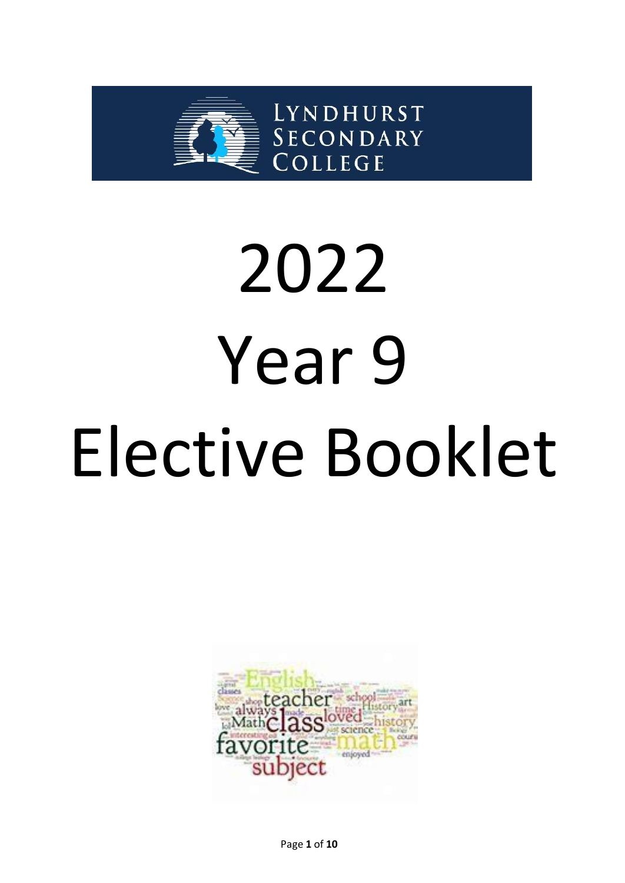Lyndhurst Secondary College

# 2022

# Year 9

# Elective Booklet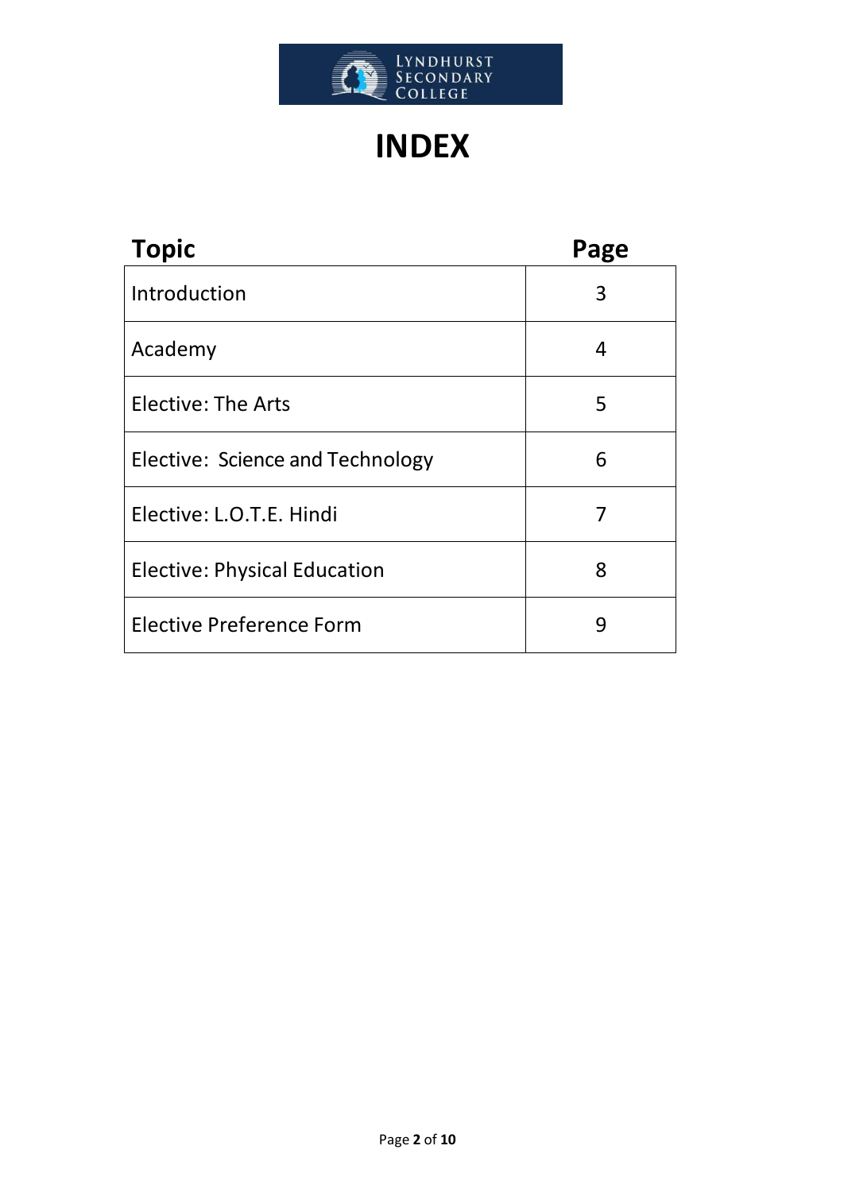LYNDHURST SECONDARY COLLEGE

# INDEX

| Topic | Page |
|---|---|
| Introduction | 3 |
| Academy | 4 |
| Elective: The Arts | 5 |
| Elective:  Science and Technology | 6 |
| Elective: L.O.T.E. Hindi | 7 |
| Elective: Physical Education | 8 |
| Elective Preference Form | 9 |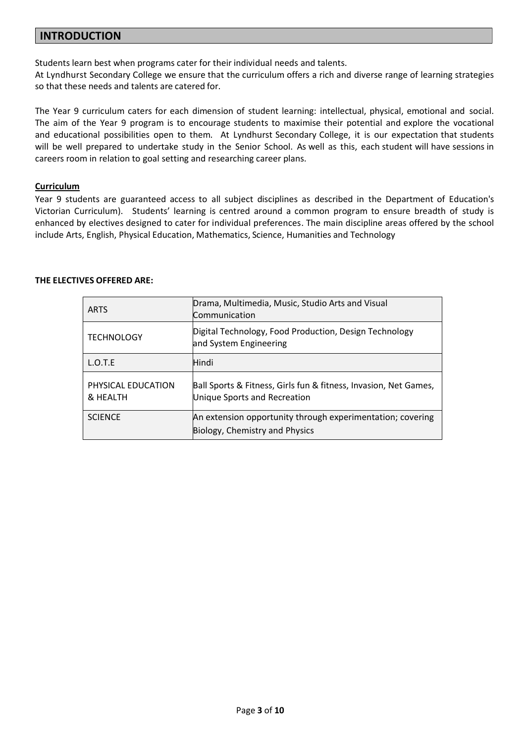## INTRODUCTION

Students learn best when programs cater for their individual needs and talents.
At Lyndhurst Secondary College we ensure that the curriculum offers a rich and diverse range of learning strategies so that these needs and talents are catered for.

The Year 9 curriculum caters for each dimension of student learning: intellectual, physical, emotional and social. The aim of the Year 9 program is to encourage students to maximise their potential and explore the vocational and educational possibilities open to them. At Lyndhurst Secondary College, it is our expectation that students will be well prepared to undertake study in the Senior School. As well as this, each student will have sessions in careers room in relation to goal setting and researching career plans.

### Curriculum

Year 9 students are guaranteed access to all subject disciplines as described in the Department of Education's Victorian Curriculum). Students' learning is centred around a common program to ensure breadth of study is enhanced by electives designed to cater for individual preferences. The main discipline areas offered by the school include Arts, English, Physical Education, Mathematics, Science, Humanities and Technology

**THE ELECTIVES OFFERED ARE:**

| | |
|---|---|
| ARTS | Drama, Multimedia, Music, Studio Arts and Visual Communication |
| TECHNOLOGY | Digital Technology, Food Production, Design Technology and System Engineering |
| L.O.T.E | Hindi |
| PHYSICAL EDUCATION & HEALTH | Ball Sports & Fitness, Girls fun & fitness, Invasion, Net Games, Unique Sports and Recreation |
| SCIENCE | An extension opportunity through experimentation; covering Biology, Chemistry and Physics |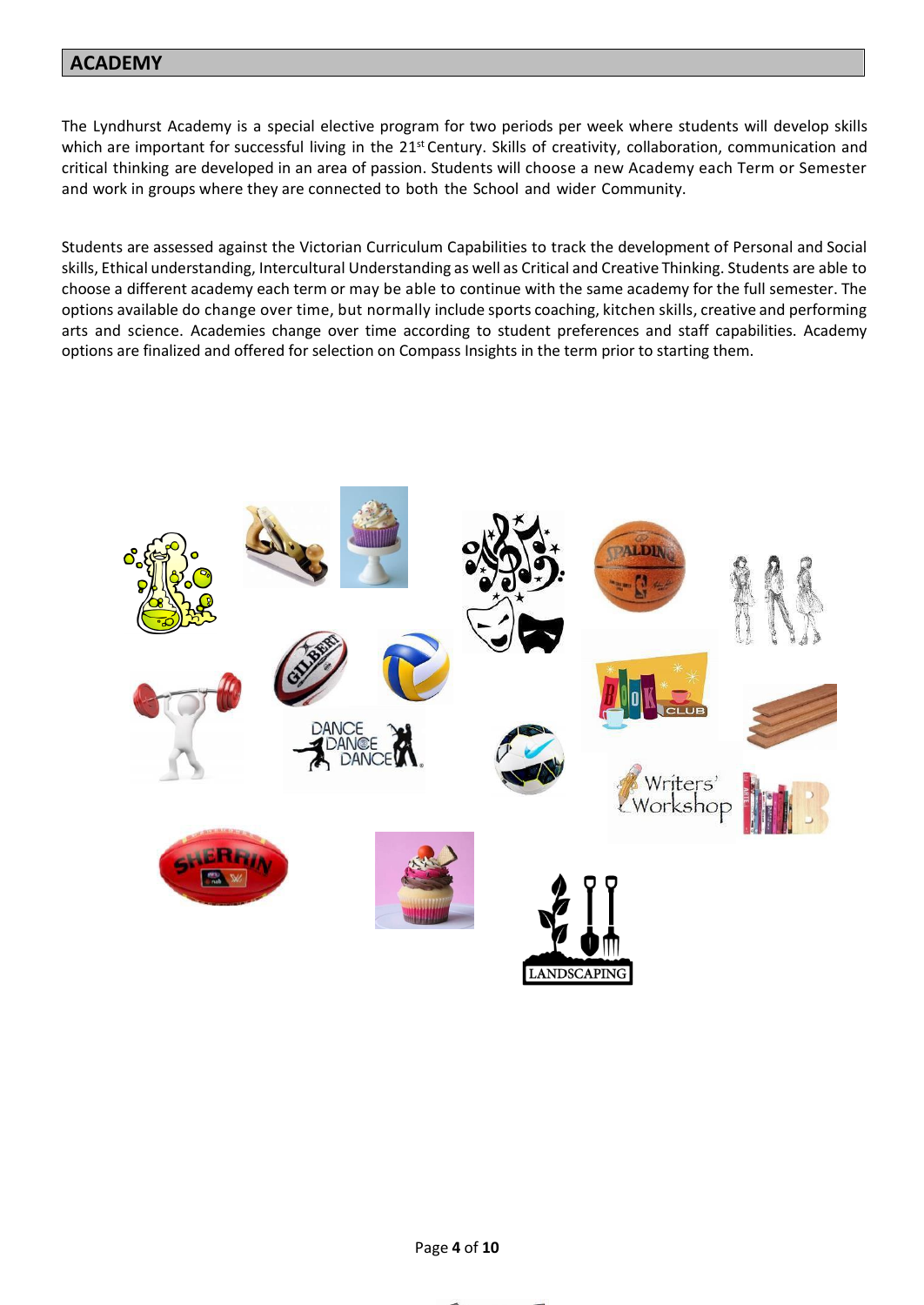## ACADEMY

The Lyndhurst Academy is a special elective program for two periods per week where students will develop skills which are important for successful living in the 21st Century. Skills of creativity, collaboration, communication and critical thinking are developed in an area of passion. Students will choose a new Academy each Term or Semester and work in groups where they are connected to both the School and wider Community.

Students are assessed against the Victorian Curriculum Capabilities to track the development of Personal and Social skills, Ethical understanding, Intercultural Understanding as well as Critical and Creative Thinking. Students are able to choose a different academy each term or may be able to continue with the same academy for the full semester. The options available do change over time, but normally include sports coaching, kitchen skills, creative and performing arts and science. Academies change over time according to student preferences and staff capabilities. Academy options are finalized and offered for selection on Compass Insights in the term prior to starting them.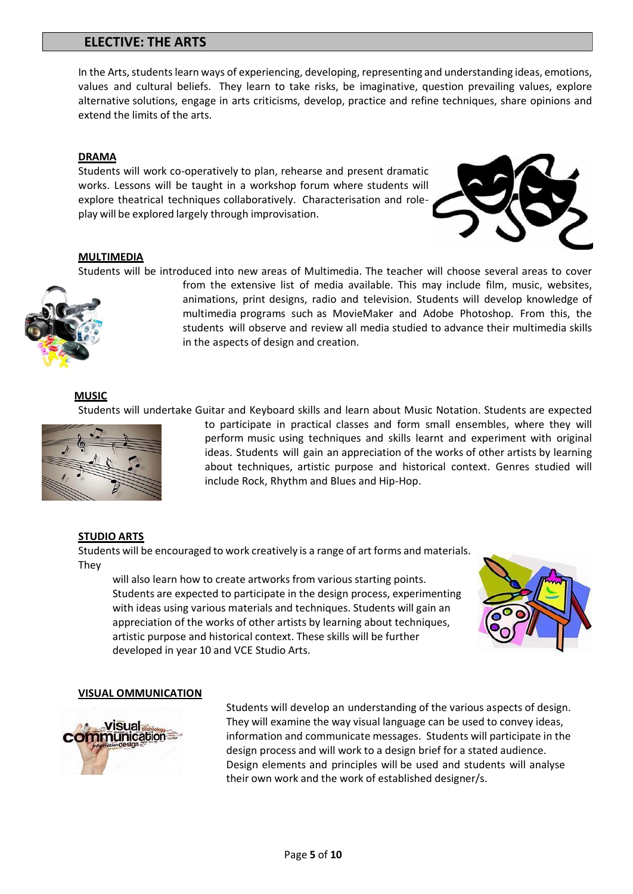## ELECTIVE: THE ARTS

In the Arts, students learn ways of experiencing, developing, representing and understanding ideas, emotions, values and cultural beliefs. They learn to take risks, be imaginative, question prevailing values, explore alternative solutions, engage in arts criticisms, develop, practice and refine techniques, share opinions and extend the limits of the arts.

### DRAMA

Students will work co-operatively to plan, rehearse and present dramatic works. Lessons will be taught in a workshop forum where students will explore theatrical techniques collaboratively. Characterisation and role-play will be explored largely through improvisation.

### MULTIMEDIA

Students will be introduced into new areas of Multimedia. The teacher will choose several areas to cover from the extensive list of media available. This may include film, music, websites, animations, print designs, radio and television. Students will develop knowledge of multimedia programs such as MovieMaker and Adobe Photoshop. From this, the students will observe and review all media studied to advance their multimedia skills in the aspects of design and creation.

### MUSIC

Students will undertake Guitar and Keyboard skills and learn about Music Notation. Students are expected to participate in practical classes and form small ensembles, where they will perform music using techniques and skills learnt and experiment with original ideas. Students will gain an appreciation of the works of other artists by learning about techniques, artistic purpose and historical context. Genres studied will include Rock, Rhythm and Blues and Hip-Hop.

### STUDIO ARTS

Students will be encouraged to work creatively is a range of art forms and materials. They will also learn how to create artworks from various starting points. Students are expected to participate in the design process, experimenting with ideas using various materials and techniques. Students will gain an appreciation of the works of other artists by learning about techniques, artistic purpose and historical context. These skills will be further developed in year 10 and VCE Studio Arts.

### VISUAL OMMUNICATION

Students will develop an understanding of the various aspects of design. They will examine the way visual language can be used to convey ideas, information and communicate messages. Students will participate in the design process and will work to a design brief for a stated audience. Design elements and principles will be used and students will analyse their own work and the work of established designer/s.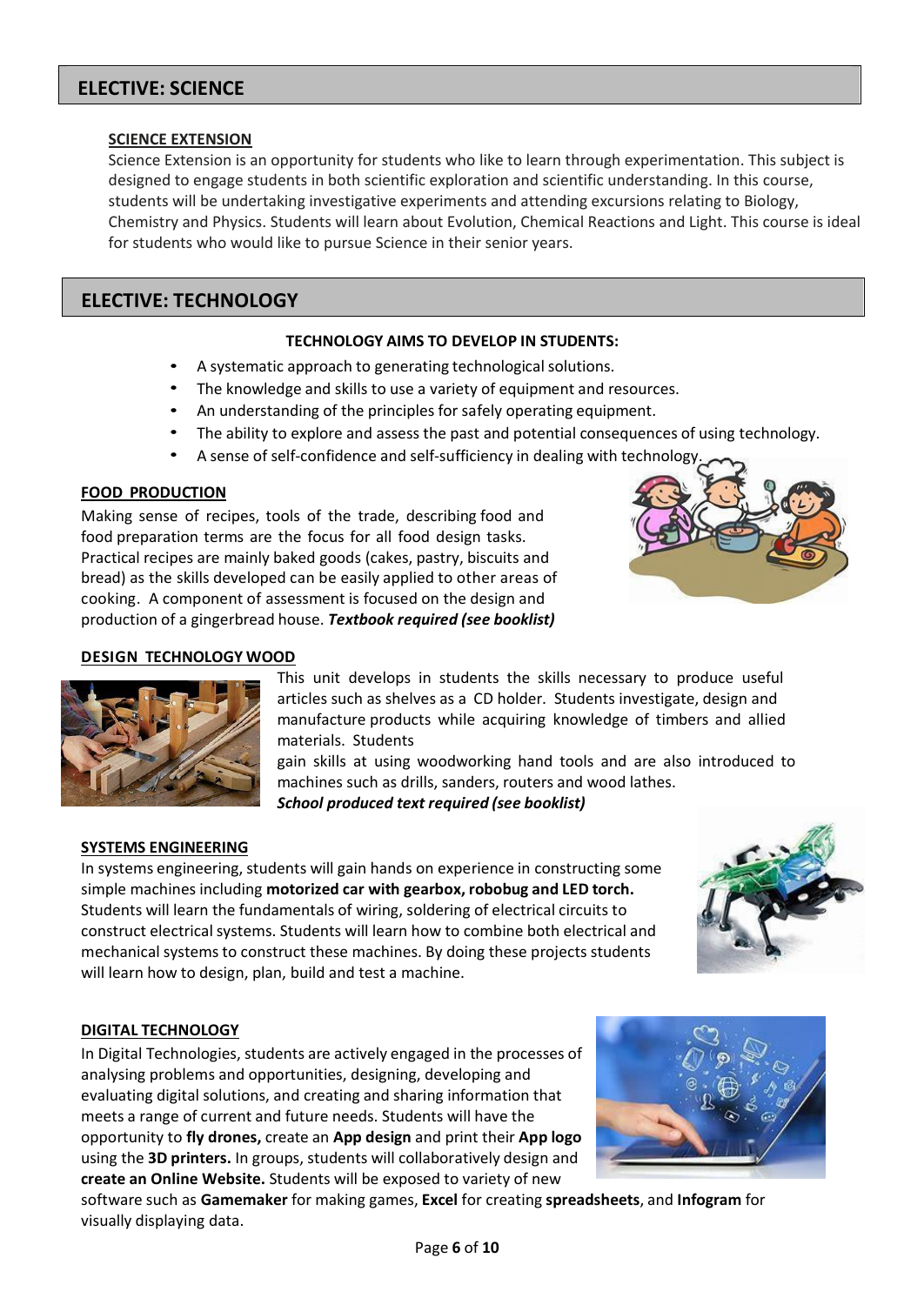## ELECTIVE: SCIENCE

### SCIENCE EXTENSION

Science Extension is an opportunity for students who like to learn through experimentation. This subject is designed to engage students in both scientific exploration and scientific understanding. In this course, students will be undertaking investigative experiments and attending excursions relating to Biology, Chemistry and Physics. Students will learn about Evolution, Chemical Reactions and Light. This course is ideal for students who would like to pursue Science in their senior years.

## ELECTIVE: TECHNOLOGY

**TECHNOLOGY AIMS TO DEVELOP IN STUDENTS:**

- A systematic approach to generating technological solutions.
- The knowledge and skills to use a variety of equipment and resources.
- An understanding of the principles for safely operating equipment.
- The ability to explore and assess the past and potential consequences of using technology.
- A sense of self-confidence and self-sufficiency in dealing with technology.

### FOOD PRODUCTION

Making sense of recipes, tools of the trade, describing food and food preparation terms are the focus for all food design tasks. Practical recipes are mainly baked goods (cakes, pastry, biscuits and bread) as the skills developed can be easily applied to other areas of cooking. A component of assessment is focused on the design and production of a gingerbread house. ***Textbook required (see booklist)***

### DESIGN TECHNOLOGY WOOD

This unit develops in students the skills necessary to produce useful articles such as shelves as a CD holder. Students investigate, design and manufacture products while acquiring knowledge of timbers and allied materials. Students gain skills at using woodworking hand tools and are also introduced to machines such as drills, sanders, routers and wood lathes.

***School produced text required (see booklist)***

### SYSTEMS ENGINEERING

In systems engineering, students will gain hands on experience in constructing some simple machines including **motorized car with gearbox, robobug and LED torch.** Students will learn the fundamentals of wiring, soldering of electrical circuits to construct electrical systems. Students will learn how to combine both electrical and mechanical systems to construct these machines. By doing these projects students will learn how to design, plan, build and test a machine.

### DIGITAL TECHNOLOGY

In Digital Technologies, students are actively engaged in the processes of analysing problems and opportunities, designing, developing and evaluating digital solutions, and creating and sharing information that meets a range of current and future needs. Students will have the opportunity to **fly drones,** create an **App design** and print their **App logo** using the **3D printers.** In groups, students will collaboratively design and **create an Online Website.** Students will be exposed to variety of new software such as **Gamemaker** for making games, **Excel** for creating **spreadsheets**, and **Infogram** for visually displaying data.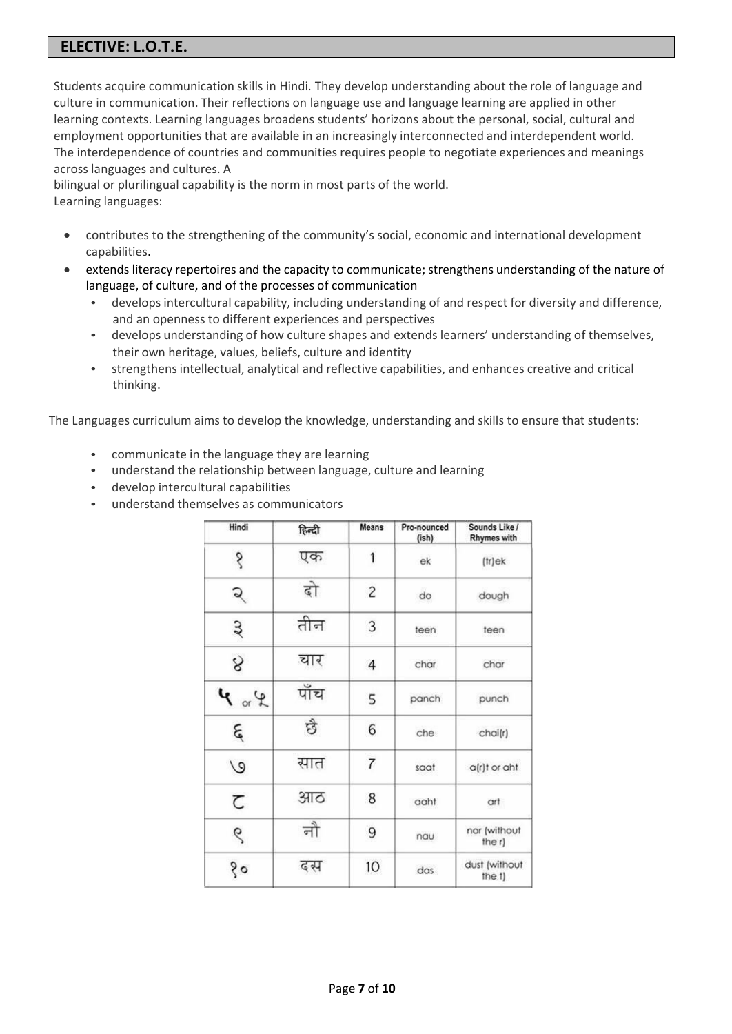## ELECTIVE: L.O.T.E.

Students acquire communication skills in Hindi. They develop understanding about the role of language and culture in communication. Their reflections on language use and language learning are applied in other learning contexts. Learning languages broadens students' horizons about the personal, social, cultural and employment opportunities that are available in an increasingly interconnected and interdependent world. The interdependence of countries and communities requires people to negotiate experiences and meanings across languages and cultures. A bilingual or plurilingual capability is the norm in most parts of the world.

Learning languages:

- contributes to the strengthening of the community's social, economic and international development capabilities.
- extends literacy repertoires and the capacity to communicate; strengthens understanding of the nature of language, of culture, and of the processes of communication
  - develops intercultural capability, including understanding of and respect for diversity and difference, and an openness to different experiences and perspectives
  - develops understanding of how culture shapes and extends learners' understanding of themselves, their own heritage, values, beliefs, culture and identity
  - strengthens intellectual, analytical and reflective capabilities, and enhances creative and critical thinking.

The Languages curriculum aims to develop the knowledge, understanding and skills to ensure that students:

- communicate in the language they are learning
- understand the relationship between language, culture and learning
- develop intercultural capabilities
- understand themselves as communicators

| Hindi | हिन्दी | Means | Pro-nounced (ish) | Sounds Like / Rhymes with |
|---|---|---|---|---|
| १ | एक | 1 | ek | (tr)ek |
| २ | दो | 2 | do | dough |
| ३ | तीन | 3 | teen | teen |
| ४ | चार | 4 | char | char |
| ५ or ५ | पाँच | 5 | panch | punch |
| ६ | छै | 6 | che | chai(r) |
| ७ | सात | 7 | saat | a(r)t or aht |
| ८ | आठ | 8 | aaht | art |
| ९ | नौ | 9 | nau | nor (without the r) |
| १० | दस | 10 | das | dust (without the t) |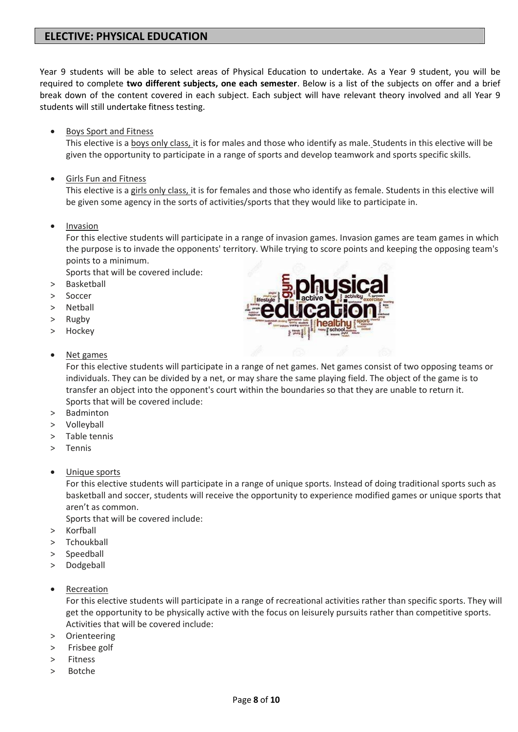## ELECTIVE: PHYSICAL EDUCATION

Year 9 students will be able to select areas of Physical Education to undertake. As a Year 9 student, you will be required to complete **two different subjects, one each semester**. Below is a list of the subjects on offer and a brief break down of the content covered in each subject. Each subject will have relevant theory involved and all Year 9 students will still undertake fitness testing.

- Boys Sport and Fitness
  This elective is a boys only class, it is for males and those who identify as male. Students in this elective will be given the opportunity to participate in a range of sports and develop teamwork and sports specific skills.

- Girls Fun and Fitness
  This elective is a girls only class, it is for females and those who identify as female. Students in this elective will be given some agency in the sorts of activities/sports that they would like to participate in.

- Invasion
  For this elective students will participate in a range of invasion games. Invasion games are team games in which the purpose is to invade the opponents' territory. While trying to score points and keeping the opposing team's points to a minimum.
  Sports that will be covered include:
  > Basketball
  > Soccer
  > Netball
  > Rugby
  > Hockey

- Net games
  For this elective students will participate in a range of net games. Net games consist of two opposing teams or individuals. They can be divided by a net, or may share the same playing field. The object of the game is to transfer an object into the opponent's court within the boundaries so that they are unable to return it.
  Sports that will be covered include:
  > Badminton
  > Volleyball
  > Table tennis
  > Tennis

- Unique sports
  For this elective students will participate in a range of unique sports. Instead of doing traditional sports such as basketball and soccer, students will receive the opportunity to experience modified games or unique sports that aren't as common.
  Sports that will be covered include:
  > Korfball
  > Tchoukball
  > Speedball
  > Dodgeball

- Recreation
  For this elective students will participate in a range of recreational activities rather than specific sports. They will get the opportunity to be physically active with the focus on leisurely pursuits rather than competitive sports.
  Activities that will be covered include:
  > Orienteering
  > Frisbee golf
  > Fitness
  > Botche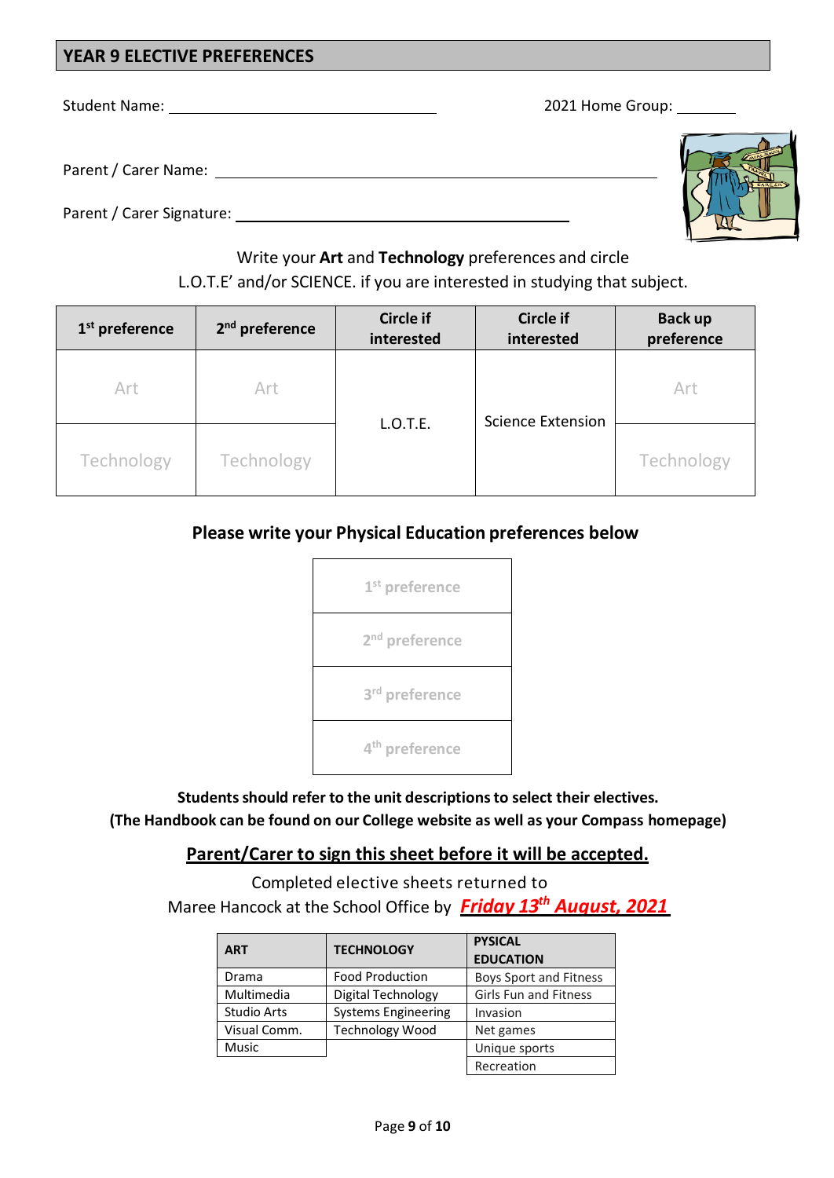## YEAR 9 ELECTIVE PREFERENCES

Student Name: ______________________________ 2021 Home Group: ________

Parent / Carer Name: ______________________________________________

Parent / Carer Signature: ____________________________________

Write your **Art** and **Technology** preferences and circle
L.O.T.E' and/or SCIENCE. if you are interested in studying that subject.

| 1st preference | 2nd preference | Circle if interested | Circle if interested | Back up preference |
|---|---|---|---|---|
| Art | Art | L.O.T.E. | Science Extension | Art |
| Technology | Technology | | | Technology |

### Please write your Physical Education preferences below

| |
|---|
| 1st preference |
| 2nd preference |
| 3rd preference |
| 4th preference |

**Students should refer to the unit descriptions to select their electives.**
**(The Handbook can be found on our College website as well as your Compass homepage)**

**Parent/Carer to sign this sheet before it will be accepted.**

Completed elective sheets returned to
Maree Hancock at the School Office by ***Friday 13th August, 2021***

| ART | TECHNOLOGY | PYSICAL EDUCATION |
|---|---|---|
| Drama | Food Production | Boys Sport and Fitness |
| Multimedia | Digital Technology | Girls Fun and Fitness |
| Studio Arts | Systems Engineering | Invasion |
| Visual Comm. | Technology Wood | Net games |
| Music | | Unique sports |
| | | Recreation |